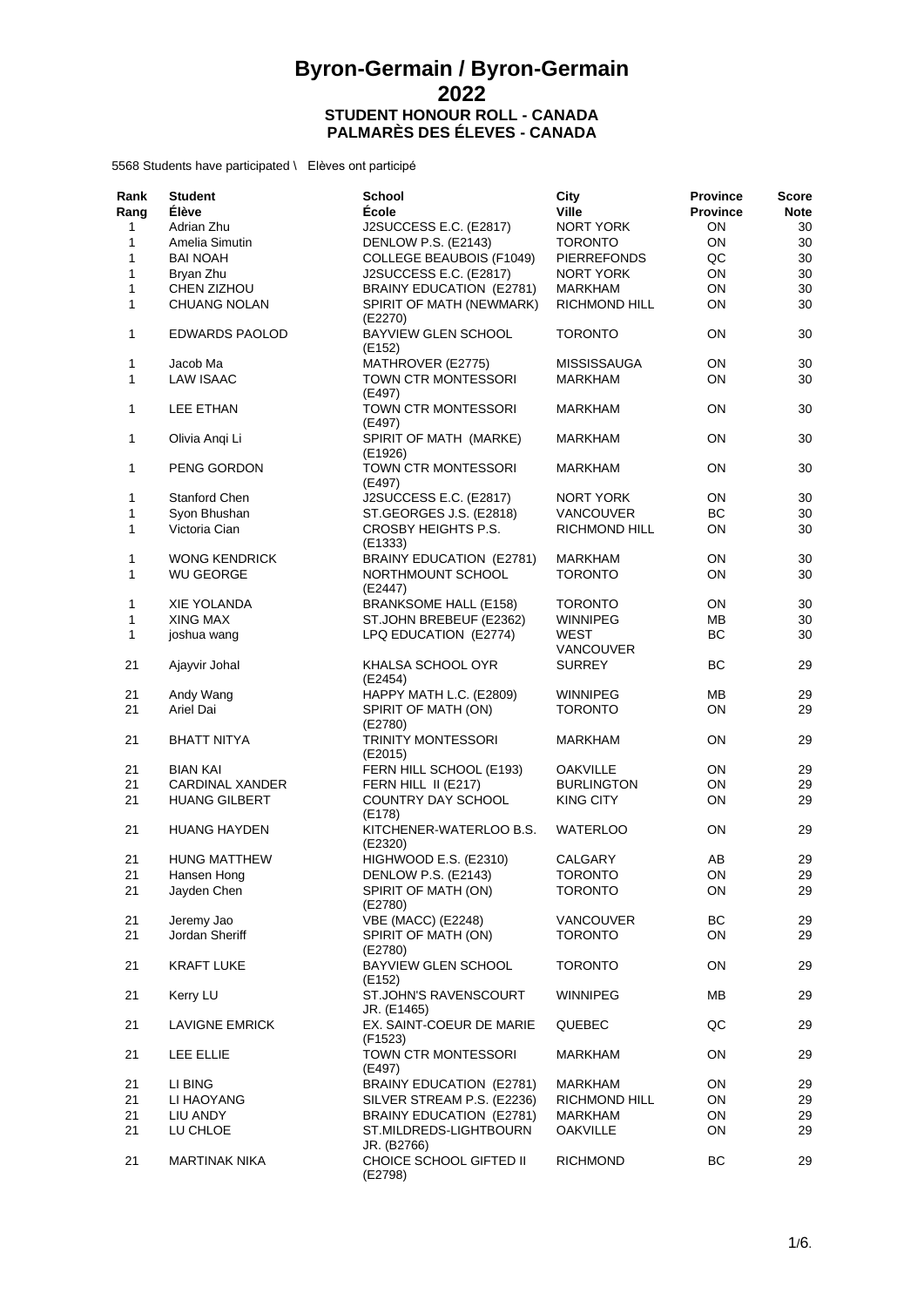# Byron-Germain / Byron-Germain
# 2022
### STUDENT HONOUR ROLL - CANADA
### PALMARÈS DES ÉLEVES - CANADA

5568 Students have participated \ Elèves ont participé

| Rank Rang | Student Élève | School École | City Ville | Province Province | Score Note |
|---|---|---|---|---|---|
| 1 | Adrian Zhu | J2SUCCESS E.C. (E2817) | NORT YORK | ON | 30 |
| 1 | Amelia Simutin | DENLOW P.S. (E2143) | TORONTO | ON | 30 |
| 1 | BAI NOAH | COLLEGE BEAUBOIS (F1049) | PIERREFONDS | QC | 30 |
| 1 | Bryan Zhu | J2SUCCESS E.C. (E2817) | NORT YORK | ON | 30 |
| 1 | CHEN ZIZHOU | BRAINY EDUCATION (E2781) | MARKHAM | ON | 30 |
| 1 | CHUANG NOLAN | SPIRIT OF MATH (NEWMARK) (E2270) | RICHMOND HILL | ON | 30 |
| 1 | EDWARDS PAOLOD | BAYVIEW GLEN SCHOOL (E152) | TORONTO | ON | 30 |
| 1 | Jacob Ma | MATHROVER (E2775) | MISSISSAUGA | ON | 30 |
| 1 | LAW ISAAC | TOWN CTR MONTESSORI (E497) | MARKHAM | ON | 30 |
| 1 | LEE ETHAN | TOWN CTR MONTESSORI (E497) | MARKHAM | ON | 30 |
| 1 | Olivia Anqi Li | SPIRIT OF MATH (MARKE) (E1926) | MARKHAM | ON | 30 |
| 1 | PENG GORDON | TOWN CTR MONTESSORI (E497) | MARKHAM | ON | 30 |
| 1 | Stanford Chen | J2SUCCESS E.C. (E2817) | NORT YORK | ON | 30 |
| 1 | Syon Bhushan | ST.GEORGES J.S. (E2818) | VANCOUVER | BC | 30 |
| 1 | Victoria Cian | CROSBY HEIGHTS P.S. (E1333) | RICHMOND HILL | ON | 30 |
| 1 | WONG KENDRICK | BRAINY EDUCATION (E2781) | MARKHAM | ON | 30 |
| 1 | WU GEORGE | NORTHMOUNT SCHOOL (E2447) | TORONTO | ON | 30 |
| 1 | XIE YOLANDA | BRANKSOME HALL (E158) | TORONTO | ON | 30 |
| 1 | XING MAX | ST.JOHN BREBEUF (E2362) | WINNIPEG | MB | 30 |
| 1 | joshua wang | LPQ EDUCATION (E2774) | WEST VANCOUVER | BC | 30 |
| 21 | Ajayvir Johal | KHALSA SCHOOL OYR (E2454) | SURREY | BC | 29 |
| 21 | Andy Wang | HAPPY MATH L.C. (E2809) | WINNIPEG | MB | 29 |
| 21 | Ariel Dai | SPIRIT OF MATH (ON) (E2780) | TORONTO | ON | 29 |
| 21 | BHATT NITYA | TRINITY MONTESSORI (E2015) | MARKHAM | ON | 29 |
| 21 | BIAN KAI | FERN HILL SCHOOL (E193) | OAKVILLE | ON | 29 |
| 21 | CARDINAL XANDER | FERN HILL II (E217) | BURLINGTON | ON | 29 |
| 21 | HUANG GILBERT | COUNTRY DAY SCHOOL (E178) | KING CITY | ON | 29 |
| 21 | HUANG HAYDEN | KITCHENER-WATERLOO B.S. (E2320) | WATERLOO | ON | 29 |
| 21 | HUNG MATTHEW | HIGHWOOD E.S. (E2310) | CALGARY | AB | 29 |
| 21 | Hansen Hong | DENLOW P.S. (E2143) | TORONTO | ON | 29 |
| 21 | Jayden Chen | SPIRIT OF MATH (ON) (E2780) | TORONTO | ON | 29 |
| 21 | Jeremy Jao | VBE (MACC) (E2248) | VANCOUVER | BC | 29 |
| 21 | Jordan Sheriff | SPIRIT OF MATH (ON) (E2780) | TORONTO | ON | 29 |
| 21 | KRAFT LUKE | BAYVIEW GLEN SCHOOL (E152) | TORONTO | ON | 29 |
| 21 | Kerry LU | ST.JOHN'S RAVENSCOURT JR. (E1465) | WINNIPEG | MB | 29 |
| 21 | LAVIGNE EMRICK | EX. SAINT-COEUR DE MARIE (F1523) | QUEBEC | QC | 29 |
| 21 | LEE ELLIE | TOWN CTR MONTESSORI (E497) | MARKHAM | ON | 29 |
| 21 | LI BING | BRAINY EDUCATION (E2781) | MARKHAM | ON | 29 |
| 21 | LI HAOYANG | SILVER STREAM P.S. (E2236) | RICHMOND HILL | ON | 29 |
| 21 | LIU ANDY | BRAINY EDUCATION (E2781) | MARKHAM | ON | 29 |
| 21 | LU CHLOE | ST.MILDREDS-LIGHTBOURN JR. (B2766) | OAKVILLE | ON | 29 |
| 21 | MARTINAK NIKA | CHOICE SCHOOL GIFTED II (E2798) | RICHMOND | BC | 29 |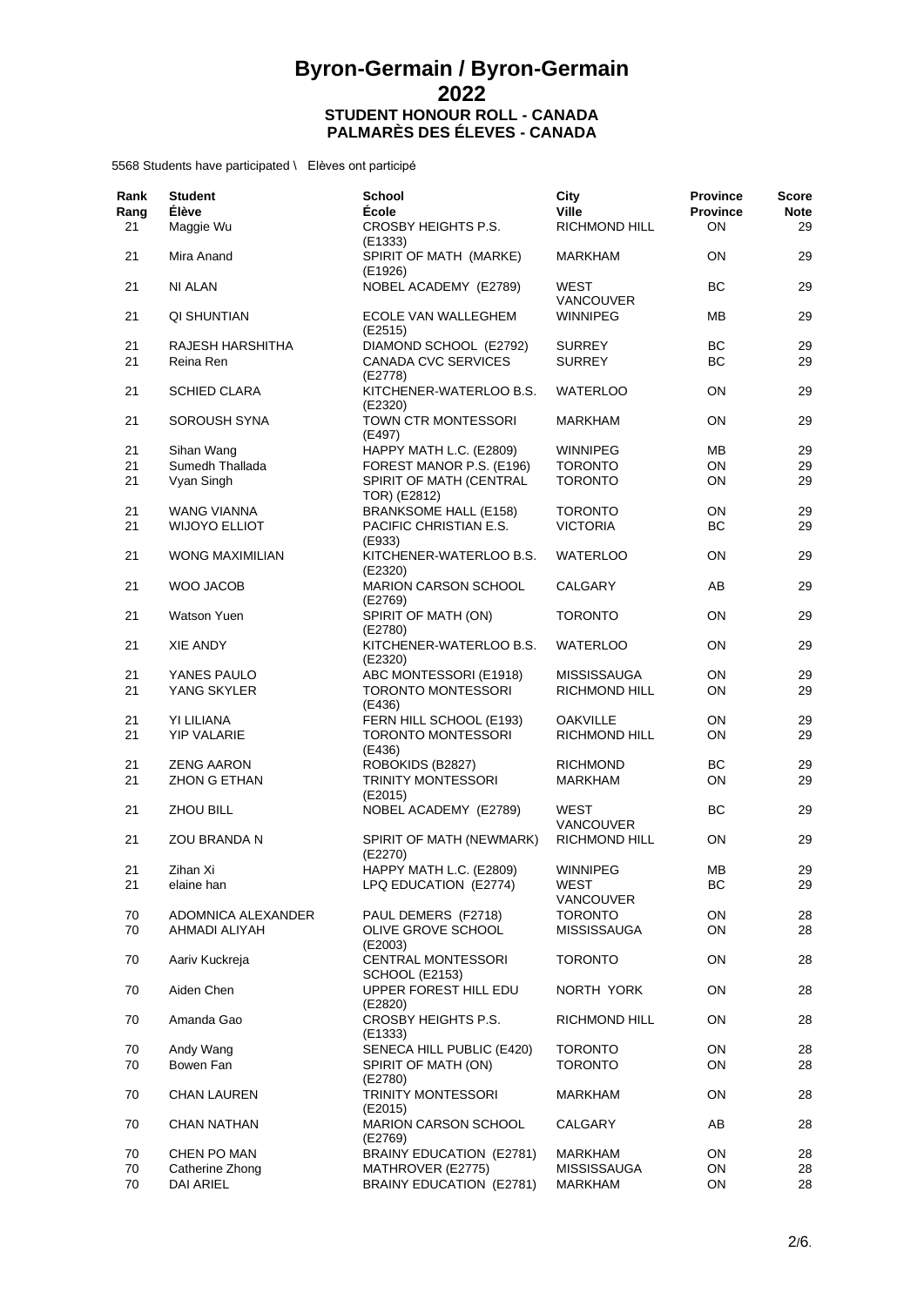# Byron-Germain / Byron-Germain
# 2022
### STUDENT HONOUR ROLL - CANADA
### PALMARÈS DES ÉLEVES - CANADA

5568 Students have participated \ Elèves ont participé

| Rank Rang | Student Élève | School École | City Ville | Province Province | Score Note |
|---|---|---|---|---|---|
| 21 | Maggie Wu | CROSBY HEIGHTS P.S. (E1333) | RICHMOND HILL | ON | 29 |
| 21 | Mira Anand | SPIRIT OF MATH (MARKE) (E1926) | MARKHAM | ON | 29 |
| 21 | NI ALAN | NOBEL ACADEMY (E2789) | WEST VANCOUVER | BC | 29 |
| 21 | QI SHUNTIAN | ECOLE VAN WALLEGHEM (E2515) | WINNIPEG | MB | 29 |
| 21 | RAJESH HARSHITHA | DIAMOND SCHOOL (E2792) | SURREY | BC | 29 |
| 21 | Reina Ren | CANADA CVC SERVICES (E2778) | SURREY | BC | 29 |
| 21 | SCHIED CLARA | KITCHENER-WATERLOO B.S. (E2320) | WATERLOO | ON | 29 |
| 21 | SOROUSH SYNA | TOWN CTR MONTESSORI (E497) | MARKHAM | ON | 29 |
| 21 | Sihan Wang | HAPPY MATH L.C. (E2809) | WINNIPEG | MB | 29 |
| 21 | Sumedh Thallada | FOREST MANOR P.S. (E196) | TORONTO | ON | 29 |
| 21 | Vyan Singh | SPIRIT OF MATH (CENTRAL TOR) (E2812) | TORONTO | ON | 29 |
| 21 | WANG VIANNA | BRANKSOME HALL (E158) | TORONTO | ON | 29 |
| 21 | WIJOYO ELLIOT | PACIFIC CHRISTIAN E.S. (E933) | VICTORIA | BC | 29 |
| 21 | WONG MAXIMILIAN | KITCHENER-WATERLOO B.S. (E2320) | WATERLOO | ON | 29 |
| 21 | WOO JACOB | MARION CARSON SCHOOL (E2769) | CALGARY | AB | 29 |
| 21 | Watson Yuen | SPIRIT OF MATH (ON) (E2780) | TORONTO | ON | 29 |
| 21 | XIE ANDY | KITCHENER-WATERLOO B.S. (E2320) | WATERLOO | ON | 29 |
| 21 | YANES PAULO | ABC MONTESSORI (E1918) | MISSISSAUGA | ON | 29 |
| 21 | YANG SKYLER | TORONTO MONTESSORI (E436) | RICHMOND HILL | ON | 29 |
| 21 | YI LILIANA | FERN HILL SCHOOL (E193) | OAKVILLE | ON | 29 |
| 21 | YIP VALARIE | TORONTO MONTESSORI (E436) | RICHMOND HILL | ON | 29 |
| 21 | ZENG AARON | ROBOKIDS (B2827) | RICHMOND | BC | 29 |
| 21 | ZHON G ETHAN | TRINITY MONTESSORI (E2015) | MARKHAM | ON | 29 |
| 21 | ZHOU BILL | NOBEL ACADEMY (E2789) | WEST VANCOUVER | BC | 29 |
| 21 | ZOU BRANDA N | SPIRIT OF MATH (NEWMARK) (E2270) | RICHMOND HILL | ON | 29 |
| 21 | Zihan Xi | HAPPY MATH L.C. (E2809) | WINNIPEG | MB | 29 |
| 21 | elaine han | LPQ EDUCATION (E2774) | WEST VANCOUVER | BC | 29 |
| 70 | ADOMNICA ALEXANDER | PAUL DEMERS (F2718) | TORONTO | ON | 28 |
| 70 | AHMADI ALIYAH | OLIVE GROVE SCHOOL (E2003) | MISSISSAUGA | ON | 28 |
| 70 | Aariv Kuckreja | CENTRAL MONTESSORI SCHOOL (E2153) | TORONTO | ON | 28 |
| 70 | Aiden Chen | UPPER FOREST HILL EDU (E2820) | NORTH YORK | ON | 28 |
| 70 | Amanda Gao | CROSBY HEIGHTS P.S. (E1333) | RICHMOND HILL | ON | 28 |
| 70 | Andy Wang | SENECA HILL PUBLIC (E420) | TORONTO | ON | 28 |
| 70 | Bowen Fan | SPIRIT OF MATH (ON) (E2780) | TORONTO | ON | 28 |
| 70 | CHAN LAUREN | TRINITY MONTESSORI (E2015) | MARKHAM | ON | 28 |
| 70 | CHAN NATHAN | MARION CARSON SCHOOL (E2769) | CALGARY | AB | 28 |
| 70 | CHEN PO MAN | BRAINY EDUCATION (E2781) | MARKHAM | ON | 28 |
| 70 | Catherine Zhong | MATHROVER (E2775) | MISSISSAUGA | ON | 28 |
| 70 | DAI ARIEL | BRAINY EDUCATION (E2781) | MARKHAM | ON | 28 |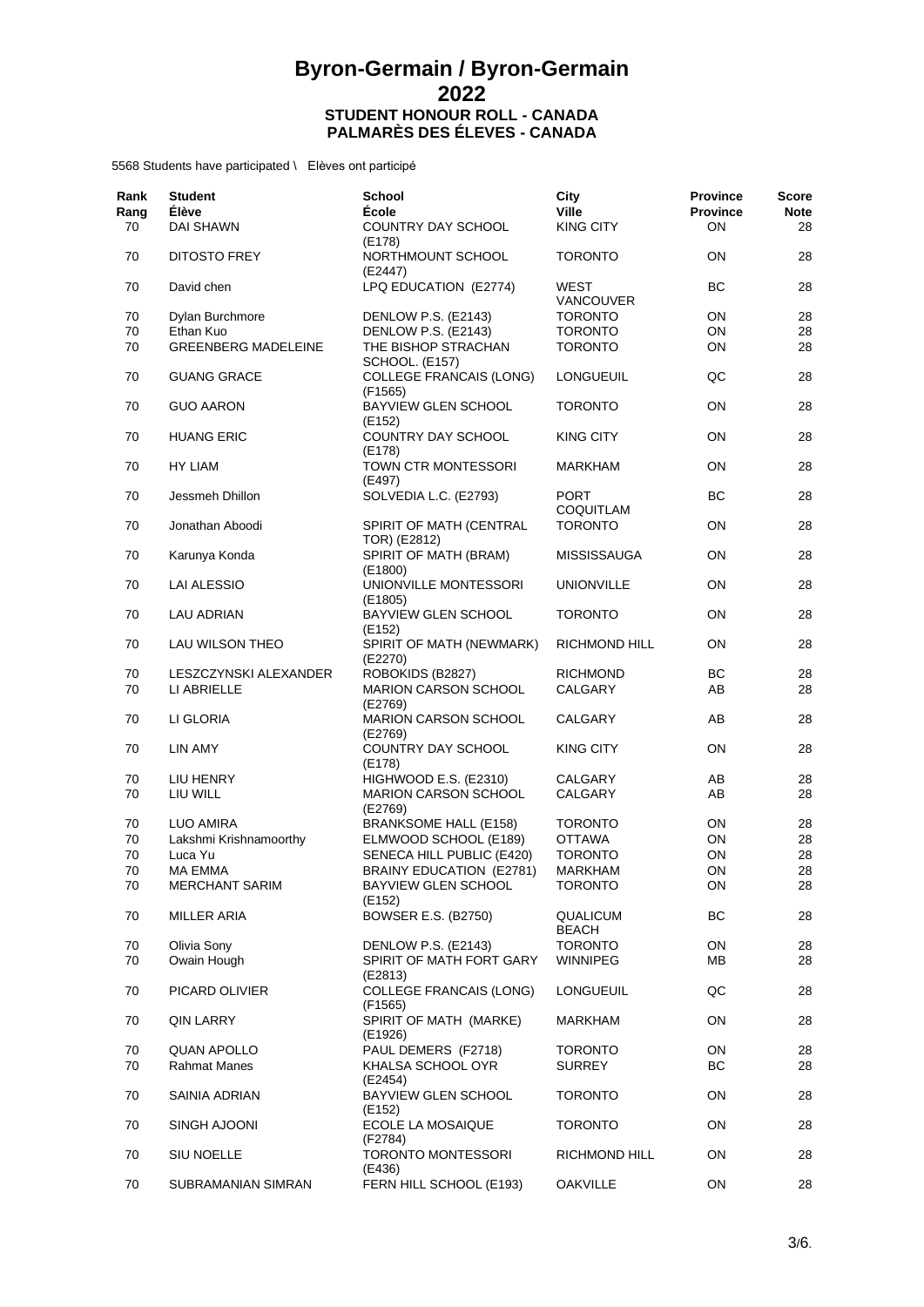# Byron-Germain / Byron-Germain

# 2022

### STUDENT HONOUR ROLL - CANADA
### PALMARÈS DES ÉLEVES - CANADA

5568 Students have participated \ Elèves ont participé

| Rank<br>Rang | Student<br>Élève | School<br>École | City<br>Ville | Province<br>Province | Score<br>Note |
|---|---|---|---|---|---|
| 70 | DAI SHAWN | COUNTRY DAY SCHOOL (E178) | KING CITY | ON | 28 |
| 70 | DITOSTO FREY | NORTHMOUNT SCHOOL (E2447) | TORONTO | ON | 28 |
| 70 | David chen | LPQ EDUCATION (E2774) | WEST VANCOUVER | BC | 28 |
| 70 | Dylan Burchmore | DENLOW P.S. (E2143) | TORONTO | ON | 28 |
| 70 | Ethan Kuo | DENLOW P.S. (E2143) | TORONTO | ON | 28 |
| 70 | GREENBERG MADELEINE | THE BISHOP STRACHAN SCHOOL. (E157) | TORONTO | ON | 28 |
| 70 | GUANG GRACE | COLLEGE FRANCAIS (LONG) (F1565) | LONGUEUIL | QC | 28 |
| 70 | GUO AARON | BAYVIEW GLEN SCHOOL (E152) | TORONTO | ON | 28 |
| 70 | HUANG ERIC | COUNTRY DAY SCHOOL (E178) | KING CITY | ON | 28 |
| 70 | HY LIAM | TOWN CTR MONTESSORI (E497) | MARKHAM | ON | 28 |
| 70 | Jessmeh Dhillon | SOLVEDIA L.C. (E2793) | PORT COQUITLAM | BC | 28 |
| 70 | Jonathan Aboodi | SPIRIT OF MATH (CENTRAL TOR) (E2812) | TORONTO | ON | 28 |
| 70 | Karunya Konda | SPIRIT OF MATH (BRAM) (E1800) | MISSISSAUGA | ON | 28 |
| 70 | LAI ALESSIO | UNIONVILLE MONTESSORI (E1805) | UNIONVILLE | ON | 28 |
| 70 | LAU ADRIAN | BAYVIEW GLEN SCHOOL (E152) | TORONTO | ON | 28 |
| 70 | LAU WILSON THEO | SPIRIT OF MATH (NEWMARK) (E2270) | RICHMOND HILL | ON | 28 |
| 70 | LESZCZYNSKI ALEXANDER | ROBOKIDS (B2827) | RICHMOND | BC | 28 |
| 70 | LI ABRIELLE | MARION CARSON SCHOOL (E2769) | CALGARY | AB | 28 |
| 70 | LI GLORIA | MARION CARSON SCHOOL (E2769) | CALGARY | AB | 28 |
| 70 | LIN AMY | COUNTRY DAY SCHOOL (E178) | KING CITY | ON | 28 |
| 70 | LIU HENRY | HIGHWOOD E.S. (E2310) | CALGARY | AB | 28 |
| 70 | LIU WILL | MARION CARSON SCHOOL (E2769) | CALGARY | AB | 28 |
| 70 | LUO AMIRA | BRANKSOME HALL (E158) | TORONTO | ON | 28 |
| 70 | Lakshmi Krishnamoorthy | ELMWOOD SCHOOL (E189) | OTTAWA | ON | 28 |
| 70 | Luca Yu | SENECA HILL PUBLIC (E420) | TORONTO | ON | 28 |
| 70 | MA EMMA | BRAINY EDUCATION (E2781) | MARKHAM | ON | 28 |
| 70 | MERCHANT SARIM | BAYVIEW GLEN SCHOOL (E152) | TORONTO | ON | 28 |
| 70 | MILLER ARIA | BOWSER E.S. (B2750) | QUALICUM BEACH | BC | 28 |
| 70 | Olivia Sony | DENLOW P.S. (E2143) | TORONTO | ON | 28 |
| 70 | Owain Hough | SPIRIT OF MATH FORT GARY (E2813) | WINNIPEG | MB | 28 |
| 70 | PICARD OLIVIER | COLLEGE FRANCAIS (LONG) (F1565) | LONGUEUIL | QC | 28 |
| 70 | QIN LARRY | SPIRIT OF MATH (MARKE) (E1926) | MARKHAM | ON | 28 |
| 70 | QUAN APOLLO | PAUL DEMERS (F2718) | TORONTO | ON | 28 |
| 70 | Rahmat Manes | KHALSA SCHOOL OYR (E2454) | SURREY | BC | 28 |
| 70 | SAINIA ADRIAN | BAYVIEW GLEN SCHOOL (E152) | TORONTO | ON | 28 |
| 70 | SINGH AJOONI | ECOLE LA MOSAIQUE (F2784) | TORONTO | ON | 28 |
| 70 | SIU NOELLE | TORONTO MONTESSORI (E436) | RICHMOND HILL | ON | 28 |
| 70 | SUBRAMANIAN SIMRAN | FERN HILL SCHOOL (E193) | OAKVILLE | ON | 28 |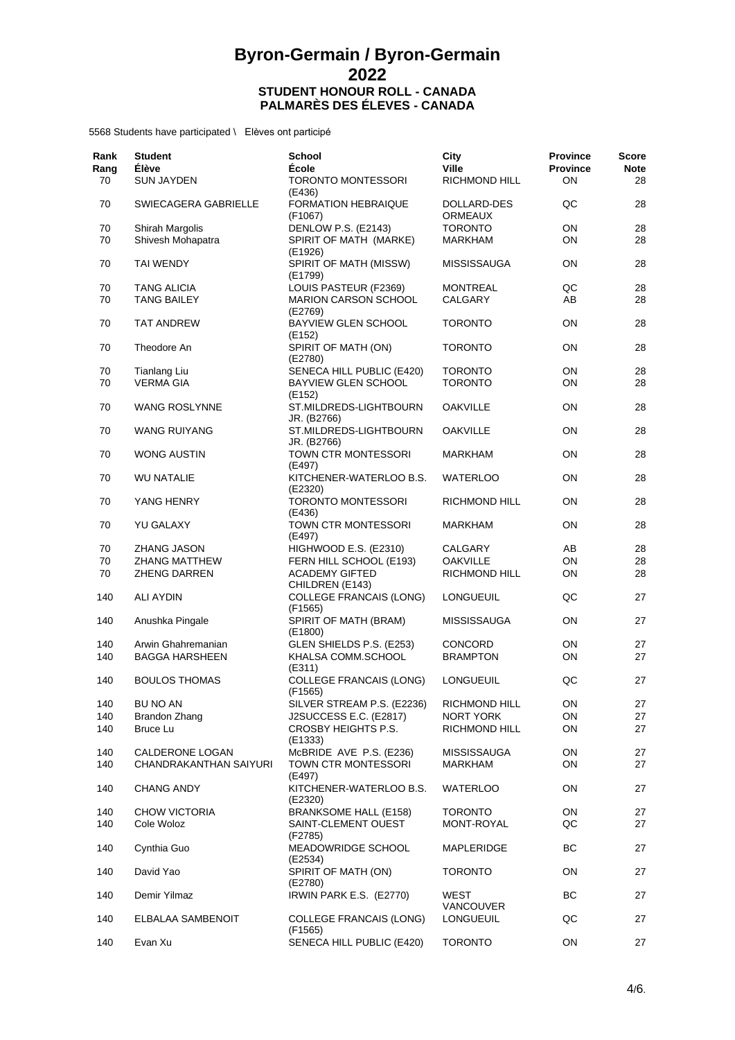# Byron-Germain / Byron-Germain
# 2022
## STUDENT HONOUR ROLL - CANADA
## PALMARÈS DES ÉLEVES - CANADA

5568 Students have participated \ Elèves ont participé

| Rank Rang | Student Élève | School École | City Ville | Province Province | Score Note |
|---|---|---|---|---|---|
| 70 | SUN JAYDEN | TORONTO MONTESSORI (E436) | RICHMOND HILL | ON | 28 |
| 70 | SWIECAGERA GABRIELLE | FORMATION HEBRAIQUE (F1067) | DOLLARD-DES ORMEAUX | QC | 28 |
| 70 | Shirah Margolis | DENLOW P.S. (E2143) | TORONTO | ON | 28 |
| 70 | Shivesh Mohapatra | SPIRIT OF MATH (MARKE) (E1926) | MARKHAM | ON | 28 |
| 70 | TAI WENDY | SPIRIT OF MATH (MISSW) (E1799) | MISSISSAUGA | ON | 28 |
| 70 | TANG ALICIA | LOUIS PASTEUR (F2369) | MONTREAL | QC | 28 |
| 70 | TANG BAILEY | MARION CARSON SCHOOL (E2769) | CALGARY | AB | 28 |
| 70 | TAT ANDREW | BAYVIEW GLEN SCHOOL (E152) | TORONTO | ON | 28 |
| 70 | Theodore An | SPIRIT OF MATH (ON) (E2780) | TORONTO | ON | 28 |
| 70 | Tianlang Liu | SENECA HILL PUBLIC (E420) | TORONTO | ON | 28 |
| 70 | VERMA GIA | BAYVIEW GLEN SCHOOL (E152) | TORONTO | ON | 28 |
| 70 | WANG ROSLYNNE | ST.MILDREDS-LIGHTBOURN JR. (B2766) | OAKVILLE | ON | 28 |
| 70 | WANG RUIYANG | ST.MILDREDS-LIGHTBOURN JR. (B2766) | OAKVILLE | ON | 28 |
| 70 | WONG AUSTIN | TOWN CTR MONTESSORI (E497) | MARKHAM | ON | 28 |
| 70 | WU NATALIE | KITCHENER-WATERLOO B.S. (E2320) | WATERLOO | ON | 28 |
| 70 | YANG HENRY | TORONTO MONTESSORI (E436) | RICHMOND HILL | ON | 28 |
| 70 | YU GALAXY | TOWN CTR MONTESSORI (E497) | MARKHAM | ON | 28 |
| 70 | ZHANG JASON | HIGHWOOD E.S. (E2310) | CALGARY | AB | 28 |
| 70 | ZHANG MATTHEW | FERN HILL SCHOOL (E193) | OAKVILLE | ON | 28 |
| 70 | ZHENG DARREN | ACADEMY GIFTED CHILDREN (E143) | RICHMOND HILL | ON | 28 |
| 140 | ALI AYDIN | COLLEGE FRANCAIS (LONG) (F1565) | LONGUEUIL | QC | 27 |
| 140 | Anushka Pingale | SPIRIT OF MATH (BRAM) (E1800) | MISSISSAUGA | ON | 27 |
| 140 | Arwin Ghahremanian | GLEN SHIELDS P.S. (E253) | CONCORD | ON | 27 |
| 140 | BAGGA HARSHEEN | KHALSA COMM.SCHOOL (E311) | BRAMPTON | ON | 27 |
| 140 | BOULOS THOMAS | COLLEGE FRANCAIS (LONG) (F1565) | LONGUEUIL | QC | 27 |
| 140 | BU NO AN | SILVER STREAM P.S. (E2236) | RICHMOND HILL | ON | 27 |
| 140 | Brandon Zhang | J2SUCCESS E.C. (E2817) | NORT YORK | ON | 27 |
| 140 | Bruce Lu | CROSBY HEIGHTS P.S. (E1333) | RICHMOND HILL | ON | 27 |
| 140 | CALDERONE LOGAN | McBRIDE AVE P.S. (E236) | MISSISSAUGA | ON | 27 |
| 140 | CHANDRAKANTHAN SAIYURI | TOWN CTR MONTESSORI (E497) | MARKHAM | ON | 27 |
| 140 | CHANG ANDY | KITCHENER-WATERLOO B.S. (E2320) | WATERLOO | ON | 27 |
| 140 | CHOW VICTORIA | BRANKSOME HALL (E158) | TORONTO | ON | 27 |
| 140 | Cole Woloz | SAINT-CLEMENT OUEST (F2785) | MONT-ROYAL | QC | 27 |
| 140 | Cynthia Guo | MEADOWRIDGE SCHOOL (E2534) | MAPLERIDGE | BC | 27 |
| 140 | David Yao | SPIRIT OF MATH (ON) (E2780) | TORONTO | ON | 27 |
| 140 | Demir Yilmaz | IRWIN PARK E.S. (E2770) | WEST VANCOUVER | BC | 27 |
| 140 | ELBALAA SAMBENOIT | COLLEGE FRANCAIS (LONG) (F1565) | LONGUEUIL | QC | 27 |
| 140 | Evan Xu | SENECA HILL PUBLIC (E420) | TORONTO | ON | 27 |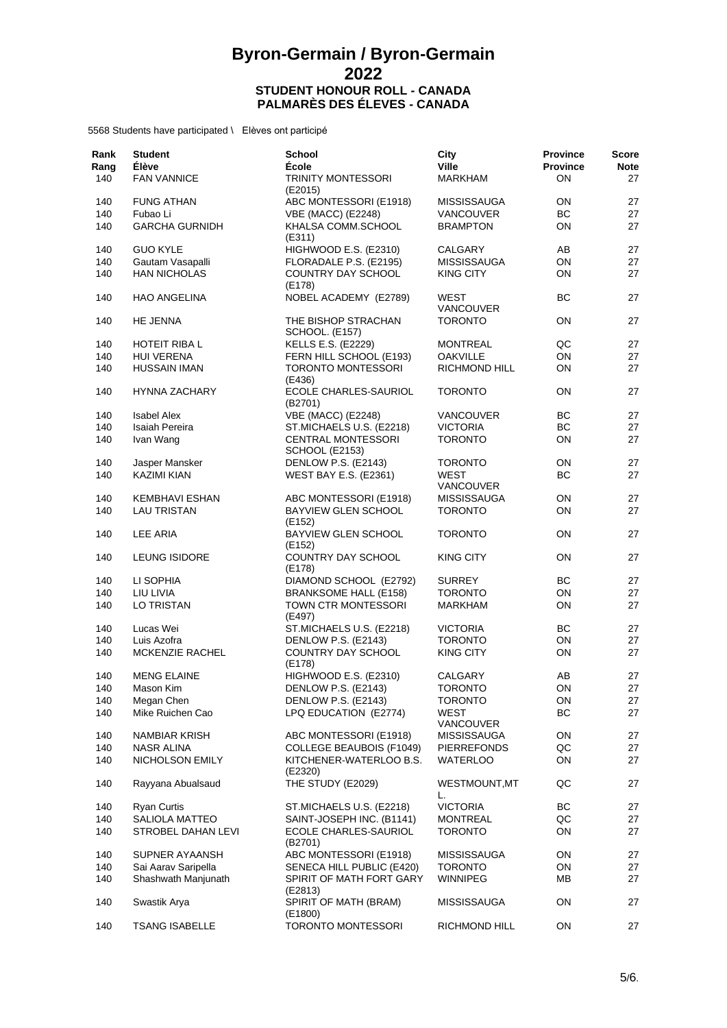# Byron-Germain / Byron-Germain

# 2022

## STUDENT HONOUR ROLL - CANADA
## PALMARÈS DES ÉLEVES - CANADA

5568 Students have participated \ Elèves ont participé

| Rank<br>Rang | Student<br>Élève | School<br>École | City<br>Ville | Province<br>Province | Score<br>Note |
|---|---|---|---|---|---|
| 140 | FAN VANNICE | TRINITY MONTESSORI (E2015) | MARKHAM | ON | 27 |
| 140 | FUNG ATHAN | ABC MONTESSORI (E1918) | MISSISSAUGA | ON | 27 |
| 140 | Fubao Li | VBE (MACC) (E2248) | VANCOUVER | BC | 27 |
| 140 | GARCHA GURNIDH | KHALSA COMM.SCHOOL (E311) | BRAMPTON | ON | 27 |
| 140 | GUO KYLE | HIGHWOOD E.S. (E2310) | CALGARY | AB | 27 |
| 140 | Gautam Vasapalli | FLORADALE P.S. (E2195) | MISSISSAUGA | ON | 27 |
| 140 | HAN NICHOLAS | COUNTRY DAY SCHOOL (E178) | KING CITY | ON | 27 |
| 140 | HAO ANGELINA | NOBEL ACADEMY (E2789) | WEST VANCOUVER | BC | 27 |
| 140 | HE JENNA | THE BISHOP STRACHAN SCHOOL. (E157) | TORONTO | ON | 27 |
| 140 | HOTEIT RIBA L | KELLS E.S. (E2229) | MONTREAL | QC | 27 |
| 140 | HUI VERENA | FERN HILL SCHOOL (E193) | OAKVILLE | ON | 27 |
| 140 | HUSSAIN IMAN | TORONTO MONTESSORI (E436) | RICHMOND HILL | ON | 27 |
| 140 | HYNNA ZACHARY | ECOLE CHARLES-SAURIOL (B2701) | TORONTO | ON | 27 |
| 140 | Isabel Alex | VBE (MACC) (E2248) | VANCOUVER | BC | 27 |
| 140 | Isaiah Pereira | ST.MICHAELS U.S. (E2218) | VICTORIA | BC | 27 |
| 140 | Ivan Wang | CENTRAL MONTESSORI SCHOOL (E2153) | TORONTO | ON | 27 |
| 140 | Jasper Mansker | DENLOW P.S. (E2143) | TORONTO | ON | 27 |
| 140 | KAZIMI KIAN | WEST BAY E.S. (E2361) | WEST VANCOUVER | BC | 27 |
| 140 | KEMBHAVI ESHAN | ABC MONTESSORI (E1918) | MISSISSAUGA | ON | 27 |
| 140 | LAU TRISTAN | BAYVIEW GLEN SCHOOL (E152) | TORONTO | ON | 27 |
| 140 | LEE ARIA | BAYVIEW GLEN SCHOOL (E152) | TORONTO | ON | 27 |
| 140 | LEUNG ISIDORE | COUNTRY DAY SCHOOL (E178) | KING CITY | ON | 27 |
| 140 | LI SOPHIA | DIAMOND SCHOOL (E2792) | SURREY | BC | 27 |
| 140 | LIU LIVIA | BRANKSOME HALL (E158) | TORONTO | ON | 27 |
| 140 | LO TRISTAN | TOWN CTR MONTESSORI (E497) | MARKHAM | ON | 27 |
| 140 | Lucas Wei | ST.MICHAELS U.S. (E2218) | VICTORIA | BC | 27 |
| 140 | Luis Azofra | DENLOW P.S. (E2143) | TORONTO | ON | 27 |
| 140 | MCKENZIE RACHEL | COUNTRY DAY SCHOOL (E178) | KING CITY | ON | 27 |
| 140 | MENG ELAINE | HIGHWOOD E.S. (E2310) | CALGARY | AB | 27 |
| 140 | Mason Kim | DENLOW P.S. (E2143) | TORONTO | ON | 27 |
| 140 | Megan Chen | DENLOW P.S. (E2143) | TORONTO | ON | 27 |
| 140 | Mike Ruichen Cao | LPQ EDUCATION (E2774) | WEST VANCOUVER | BC | 27 |
| 140 | NAMBIAR KRISH | ABC MONTESSORI (E1918) | MISSISSAUGA | ON | 27 |
| 140 | NASR ALINA | COLLEGE BEAUBOIS (F1049) | PIERREFONDS | QC | 27 |
| 140 | NICHOLSON EMILY | KITCHENER-WATERLOO B.S. (E2320) | WATERLOO | ON | 27 |
| 140 | Rayyana Abualsaud | THE STUDY (E2029) | WESTMOUNT,MT L. | QC | 27 |
| 140 | Ryan Curtis | ST.MICHAELS U.S. (E2218) | VICTORIA | BC | 27 |
| 140 | SALIOLA MATTEO | SAINT-JOSEPH INC. (B1141) | MONTREAL | QC | 27 |
| 140 | STROBEL DAHAN LEVI | ECOLE CHARLES-SAURIOL (B2701) | TORONTO | ON | 27 |
| 140 | SUPNER AYAANSH | ABC MONTESSORI (E1918) | MISSISSAUGA | ON | 27 |
| 140 | Sai Aarav Saripella | SENECA HILL PUBLIC (E420) | TORONTO | ON | 27 |
| 140 | Shashwath Manjunath | SPIRIT OF MATH FORT GARY (E2813) | WINNIPEG | MB | 27 |
| 140 | Swastik Arya | SPIRIT OF MATH (BRAM) (E1800) | MISSISSAUGA | ON | 27 |
| 140 | TSANG ISABELLE | TORONTO MONTESSORI | RICHMOND HILL | ON | 27 |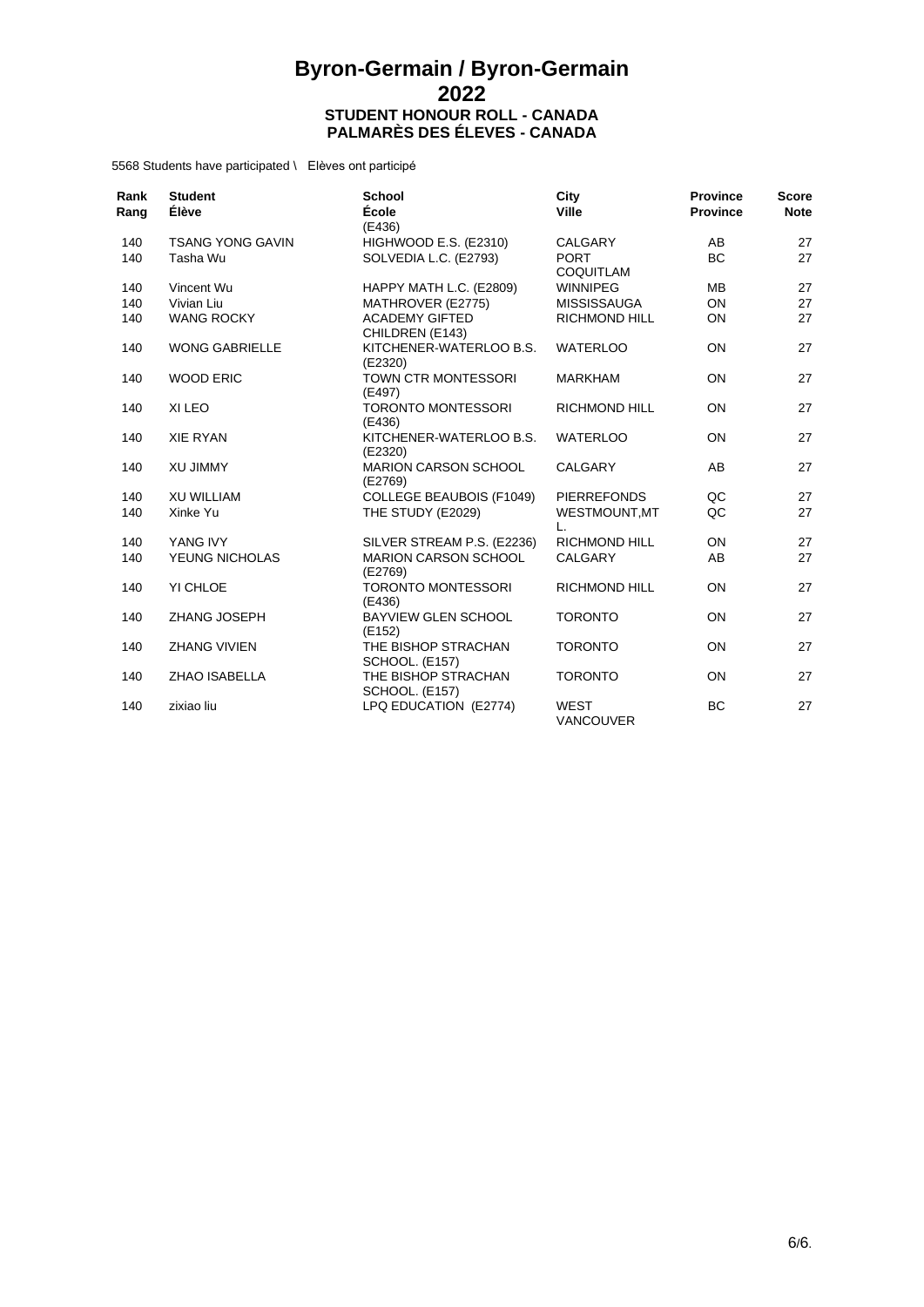# Byron-Germain / Byron-Germain
# 2022
### STUDENT HONOUR ROLL - CANADA
### PALMARÈS DES ÉLEVES - CANADA

5568 Students have participated \ Elèves ont participé

| Rank<br>Rang | Student<br>Élève | School<br>École | City<br>Ville | Province<br>Province | Score<br>Note |
|---|---|---|---|---|---|
| | | (E436) | | | |
| 140 | TSANG YONG GAVIN | HIGHWOOD E.S. (E2310) | CALGARY | AB | 27 |
| 140 | Tasha Wu | SOLVEDIA L.C. (E2793) | PORT COQUITLAM | BC | 27 |
| 140 | Vincent Wu | HAPPY MATH L.C. (E2809) | WINNIPEG | MB | 27 |
| 140 | Vivian Liu | MATHROVER (E2775) | MISSISSAUGA | ON | 27 |
| 140 | WANG ROCKY | ACADEMY GIFTED CHILDREN (E143) | RICHMOND HILL | ON | 27 |
| 140 | WONG GABRIELLE | KITCHENER-WATERLOO B.S. (E2320) | WATERLOO | ON | 27 |
| 140 | WOOD ERIC | TOWN CTR MONTESSORI (E497) | MARKHAM | ON | 27 |
| 140 | XI LEO | TORONTO MONTESSORI (E436) | RICHMOND HILL | ON | 27 |
| 140 | XIE RYAN | KITCHENER-WATERLOO B.S. (E2320) | WATERLOO | ON | 27 |
| 140 | XU JIMMY | MARION CARSON SCHOOL (E2769) | CALGARY | AB | 27 |
| 140 | XU WILLIAM | COLLEGE BEAUBOIS (F1049) | PIERREFONDS | QC | 27 |
| 140 | Xinke Yu | THE STUDY (E2029) | WESTMOUNT,MT L. | QC | 27 |
| 140 | YANG IVY | SILVER STREAM P.S. (E2236) | RICHMOND HILL | ON | 27 |
| 140 | YEUNG NICHOLAS | MARION CARSON SCHOOL (E2769) | CALGARY | AB | 27 |
| 140 | YI CHLOE | TORONTO MONTESSORI (E436) | RICHMOND HILL | ON | 27 |
| 140 | ZHANG JOSEPH | BAYVIEW GLEN SCHOOL (E152) | TORONTO | ON | 27 |
| 140 | ZHANG VIVIEN | THE BISHOP STRACHAN SCHOOL. (E157) | TORONTO | ON | 27 |
| 140 | ZHAO ISABELLA | THE BISHOP STRACHAN SCHOOL. (E157) | TORONTO | ON | 27 |
| 140 | zixiao liu | LPQ EDUCATION (E2774) | WEST VANCOUVER | BC | 27 |